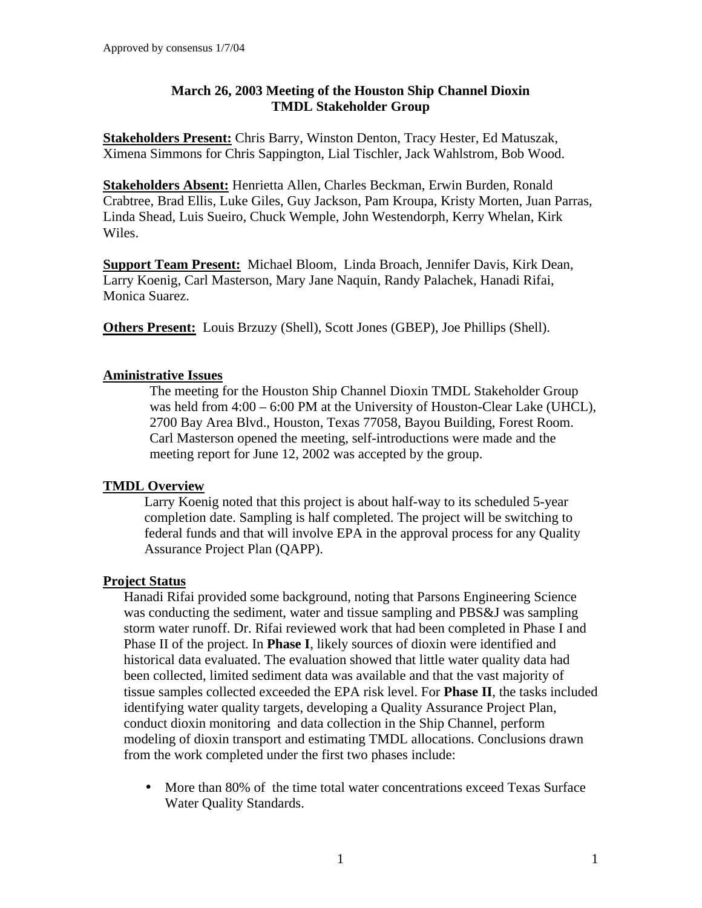Approved by consensus 1/7/04

# March 26, 2003 Meeting of the Houston Ship Channel Dioxin TMDL Stakeholder Group

**Stakeholders Present:** Chris Barry, Winston Denton, Tracy Hester, Ed Matuszak, Ximena Simmons for Chris Sappington, Lial Tischler, Jack Wahlstrom, Bob Wood.

**Stakeholders Absent:** Henrietta Allen, Charles Beckman, Erwin Burden, Ronald Crabtree, Brad Ellis, Luke Giles, Guy Jackson, Pam Kroupa, Kristy Morten, Juan Parras, Linda Shead, Luis Sueiro, Chuck Wemple, John Westendorph, Kerry Whelan, Kirk Wiles.

**Support Team Present:** Michael Bloom, Linda Broach, Jennifer Davis, Kirk Dean, Larry Koenig, Carl Masterson, Mary Jane Naquin, Randy Palachek, Hanadi Rifai, Monica Suarez.

**Others Present:** Louis Brzuzy (Shell), Scott Jones (GBEP), Joe Phillips (Shell).

## Aministrative Issues

The meeting for the Houston Ship Channel Dioxin TMDL Stakeholder Group was held from 4:00 – 6:00 PM at the University of Houston-Clear Lake (UHCL), 2700 Bay Area Blvd., Houston, Texas 77058, Bayou Building, Forest Room. Carl Masterson opened the meeting, self-introductions were made and the meeting report for June 12, 2002 was accepted by the group.

## TMDL Overview

Larry Koenig noted that this project is about half-way to its scheduled 5-year completion date. Sampling is half completed. The project will be switching to federal funds and that will involve EPA in the approval process for any Quality Assurance Project Plan (QAPP).

## Project Status

Hanadi Rifai provided some background, noting that Parsons Engineering Science was conducting the sediment, water and tissue sampling and PBS&J was sampling storm water runoff. Dr. Rifai reviewed work that had been completed in Phase I and Phase II of the project. In **Phase I**, likely sources of dioxin were identified and historical data evaluated. The evaluation showed that little water quality data had been collected, limited sediment data was available and that the vast majority of tissue samples collected exceeded the EPA risk level. For **Phase II**, the tasks included identifying water quality targets, developing a Quality Assurance Project Plan, conduct dioxin monitoring and data collection in the Ship Channel, perform modeling of dioxin transport and estimating TMDL allocations. Conclusions drawn from the work completed under the first two phases include:

- More than 80% of the time total water concentrations exceed Texas Surface Water Quality Standards.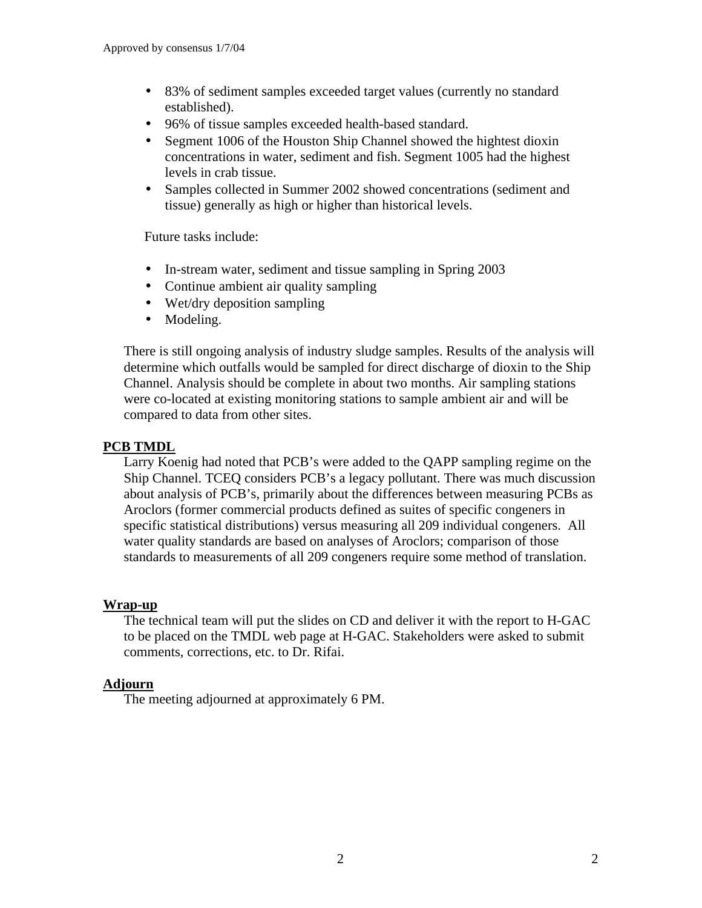- 83% of sediment samples exceeded target values (currently no standard established).
- 96% of tissue samples exceeded health-based standard.
- Segment 1006 of the Houston Ship Channel showed the hightest dioxin concentrations in water, sediment and fish. Segment 1005 had the highest levels in crab tissue.
- Samples collected in Summer 2002 showed concentrations (sediment and tissue) generally as high or higher than historical levels.

Future tasks include:

- In-stream water, sediment and tissue sampling in Spring 2003
- Continue ambient air quality sampling
- Wet/dry deposition sampling
- Modeling.

There is still ongoing analysis of industry sludge samples. Results of the analysis will determine which outfalls would be sampled for direct discharge of dioxin to the Ship Channel. Analysis should be complete in about two months. Air sampling stations were co-located at existing monitoring stations to sample ambient air and will be compared to data from other sites.

**PCB TMDL**

Larry Koenig had noted that PCB's were added to the QAPP sampling regime on the Ship Channel. TCEQ considers PCB's a legacy pollutant. There was much discussion about analysis of PCB's, primarily about the differences between measuring PCBs as Aroclors (former commercial products defined as suites of specific congeners in specific statistical distributions) versus measuring all 209 individual congeners. All water quality standards are based on analyses of Aroclors; comparison of those standards to measurements of all 209 congeners require some method of translation.

**Wrap-up**

The technical team will put the slides on CD and deliver it with the report to H-GAC to be placed on the TMDL web page at H-GAC. Stakeholders were asked to submit comments, corrections, etc. to Dr. Rifai.

**Adjourn**

The meeting adjourned at approximately 6 PM.